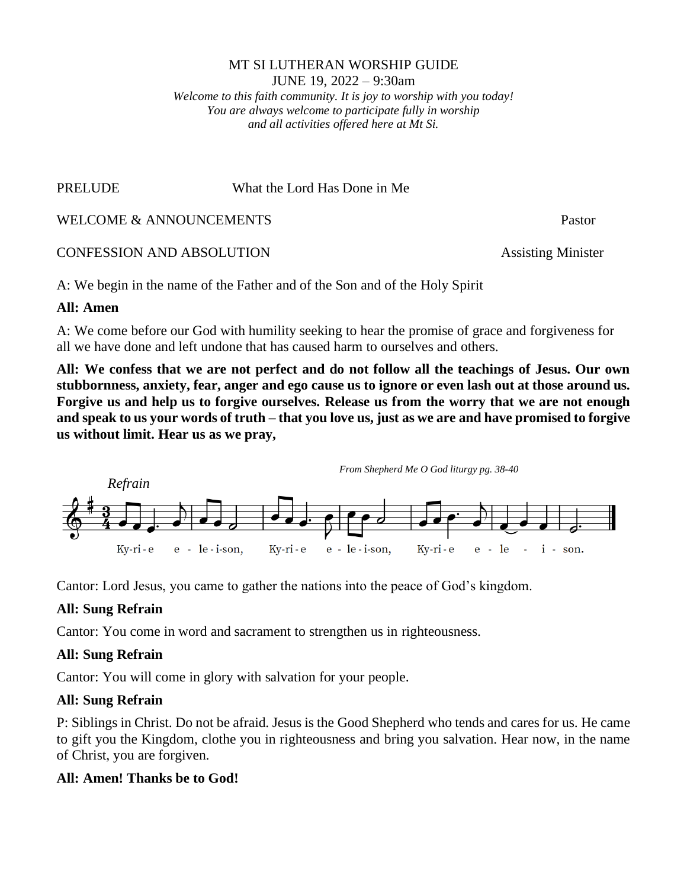MT SI LUTHERAN WORSHIP GUIDE

JUNE 19, 2022 – 9:30am

*Welcome to this faith community. It is joy to worship with you today!*
*You are always welcome to participate fully in worship*
*and all activities offered here at Mt Si.*

PRELUDE What the Lord Has Done in Me

WELCOME & ANNOUNCEMENTS Pastor

CONFESSION AND ABSOLUTION Assisting Minister

A: We begin in the name of the Father and of the Son and of the Holy Spirit

**All: Amen**

A: We come before our God with humility seeking to hear the promise of grace and forgiveness for all we have done and left undone that has caused harm to ourselves and others.

**All: We confess that we are not perfect and do not follow all the teachings of Jesus. Our own stubbornness, anxiety, fear, anger and ego cause us to ignore or even lash out at those around us. Forgive us and help us to forgive ourselves. Release us from the worry that we are not enough and speak to us your words of truth – that you love us, just as we are and have promised to forgive us without limit. Hear us as we pray,**

*From Shepherd Me O God liturgy pg. 38-40*

*Refrain*

Ky-ri-e e-le-i-son, Ky-ri-e e-le-i-son, Ky-ri-e e-le-i-son.

Cantor: Lord Jesus, you came to gather the nations into the peace of God's kingdom.

**All: Sung Refrain**

Cantor: You come in word and sacrament to strengthen us in righteousness.

**All: Sung Refrain**

Cantor: You will come in glory with salvation for your people.

**All: Sung Refrain**

P: Siblings in Christ. Do not be afraid. Jesus is the Good Shepherd who tends and cares for us. He came to gift you the Kingdom, clothe you in righteousness and bring you salvation. Hear now, in the name of Christ, you are forgiven.

**All: Amen! Thanks be to God!**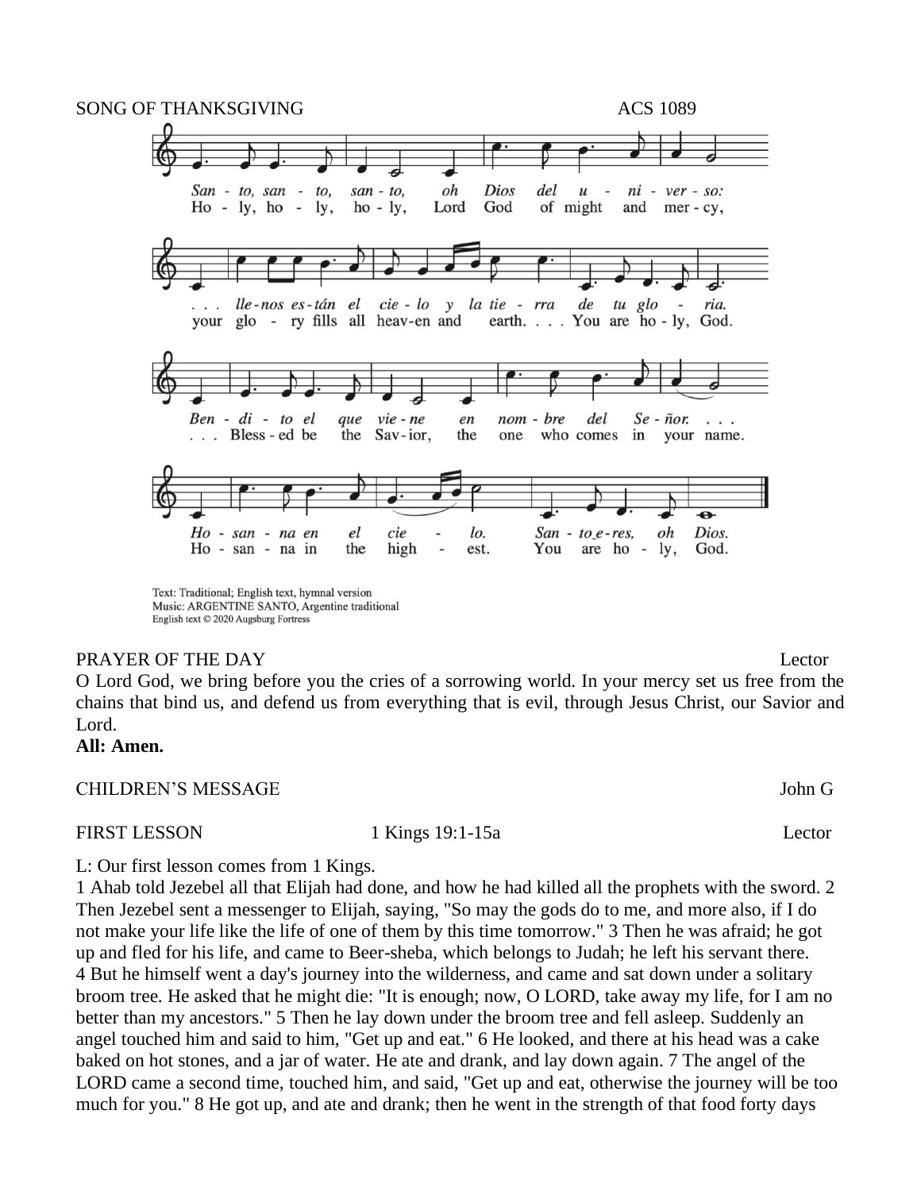SONG OF THANKSGIVING ACS 1089

San - to, san - to, san - to, oh Dios del u - ni - ver - so: . . . lle-nos es-tán el cie - lo y la tie - rra de tu glo - ria.
Ben - di - to el que vie - ne en nom - bre del Se - ñor. . . .
Ho - san - na en el cie - lo. San - to e - res, oh Dios.

Ho - ly, ho - ly, ho - ly, Lord God of might and mer - cy, your glo - ry fills all heav-en and earth. . . . You are ho - ly, God.
. . . Bless - ed be the Sav - ior, the one who comes in your name.
Ho - san - na in the high - est. You are ho - ly, God.

Text: Traditional; English text, hymnal version
Music: ARGENTINE SANTO, Argentine traditional
English text © 2020 Augsburg Fortress

PRAYER OF THE DAY Lector

O Lord God, we bring before you the cries of a sorrowing world. In your mercy set us free from the chains that bind us, and defend us from everything that is evil, through Jesus Christ, our Savior and Lord.

**All: Amen.**

CHILDREN'S MESSAGE John G

FIRST LESSON 1 Kings 19:1-15a Lector

L: Our first lesson comes from 1 Kings.

1 Ahab told Jezebel all that Elijah had done, and how he had killed all the prophets with the sword. 2 Then Jezebel sent a messenger to Elijah, saying, "So may the gods do to me, and more also, if I do not make your life like the life of one of them by this time tomorrow." 3 Then he was afraid; he got up and fled for his life, and came to Beer-sheba, which belongs to Judah; he left his servant there. 4 But he himself went a day's journey into the wilderness, and came and sat down under a solitary broom tree. He asked that he might die: "It is enough; now, O LORD, take away my life, for I am no better than my ancestors." 5 Then he lay down under the broom tree and fell asleep. Suddenly an angel touched him and said to him, "Get up and eat." 6 He looked, and there at his head was a cake baked on hot stones, and a jar of water. He ate and drank, and lay down again. 7 The angel of the LORD came a second time, touched him, and said, "Get up and eat, otherwise the journey will be too much for you." 8 He got up, and ate and drank; then he went in the strength of that food forty days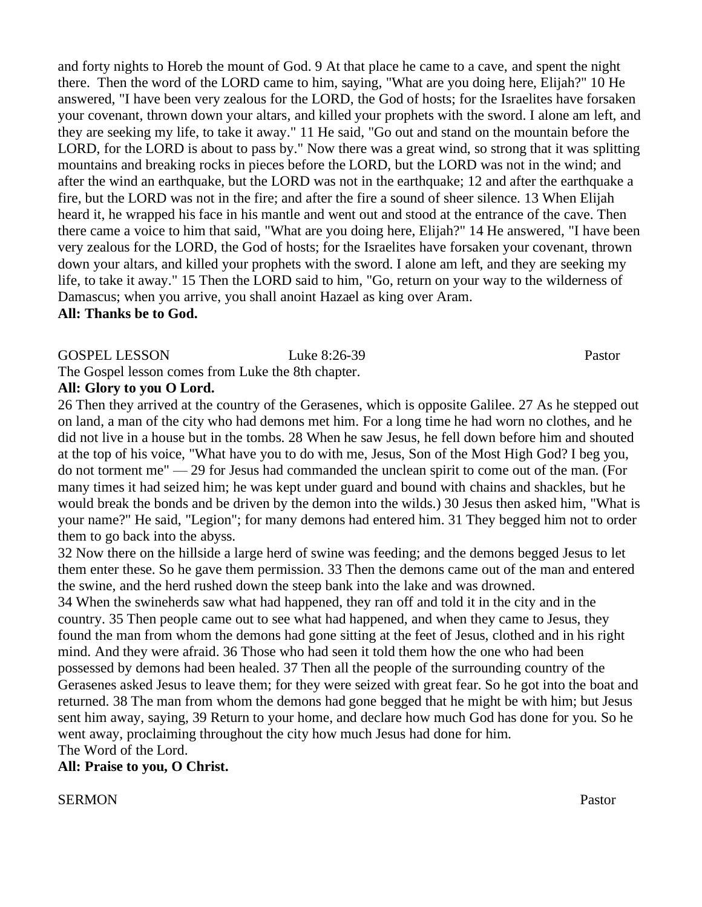and forty nights to Horeb the mount of God. 9 At that place he came to a cave, and spent the night there. Then the word of the LORD came to him, saying, "What are you doing here, Elijah?" 10 He answered, "I have been very zealous for the LORD, the God of hosts; for the Israelites have forsaken your covenant, thrown down your altars, and killed your prophets with the sword. I alone am left, and they are seeking my life, to take it away." 11 He said, "Go out and stand on the mountain before the LORD, for the LORD is about to pass by." Now there was a great wind, so strong that it was splitting mountains and breaking rocks in pieces before the LORD, but the LORD was not in the wind; and after the wind an earthquake, but the LORD was not in the earthquake; 12 and after the earthquake a fire, but the LORD was not in the fire; and after the fire a sound of sheer silence. 13 When Elijah heard it, he wrapped his face in his mantle and went out and stood at the entrance of the cave. Then there came a voice to him that said, "What are you doing here, Elijah?" 14 He answered, "I have been very zealous for the LORD, the God of hosts; for the Israelites have forsaken your covenant, thrown down your altars, and killed your prophets with the sword. I alone am left, and they are seeking my life, to take it away." 15 Then the LORD said to him, "Go, return on your way to the wilderness of Damascus; when you arrive, you shall anoint Hazael as king over Aram.

**All: Thanks be to God.**

GOSPEL LESSON Luke 8:26-39 Pastor

The Gospel lesson comes from Luke the 8th chapter.

**All: Glory to you O Lord.**

26 Then they arrived at the country of the Gerasenes, which is opposite Galilee. 27 As he stepped out on land, a man of the city who had demons met him. For a long time he had worn no clothes, and he did not live in a house but in the tombs. 28 When he saw Jesus, he fell down before him and shouted at the top of his voice, "What have you to do with me, Jesus, Son of the Most High God? I beg you, do not torment me" — 29 for Jesus had commanded the unclean spirit to come out of the man. (For many times it had seized him; he was kept under guard and bound with chains and shackles, but he would break the bonds and be driven by the demon into the wilds.) 30 Jesus then asked him, "What is your name?" He said, "Legion"; for many demons had entered him. 31 They begged him not to order them to go back into the abyss.

32 Now there on the hillside a large herd of swine was feeding; and the demons begged Jesus to let them enter these. So he gave them permission. 33 Then the demons came out of the man and entered the swine, and the herd rushed down the steep bank into the lake and was drowned.

34 When the swineherds saw what had happened, they ran off and told it in the city and in the country. 35 Then people came out to see what had happened, and when they came to Jesus, they found the man from whom the demons had gone sitting at the feet of Jesus, clothed and in his right mind. And they were afraid. 36 Those who had seen it told them how the one who had been possessed by demons had been healed. 37 Then all the people of the surrounding country of the Gerasenes asked Jesus to leave them; for they were seized with great fear. So he got into the boat and returned. 38 The man from whom the demons had gone begged that he might be with him; but Jesus sent him away, saying, 39 Return to your home, and declare how much God has done for you. So he went away, proclaiming throughout the city how much Jesus had done for him.

The Word of the Lord.

**All: Praise to you, O Christ.**

SERMON Pastor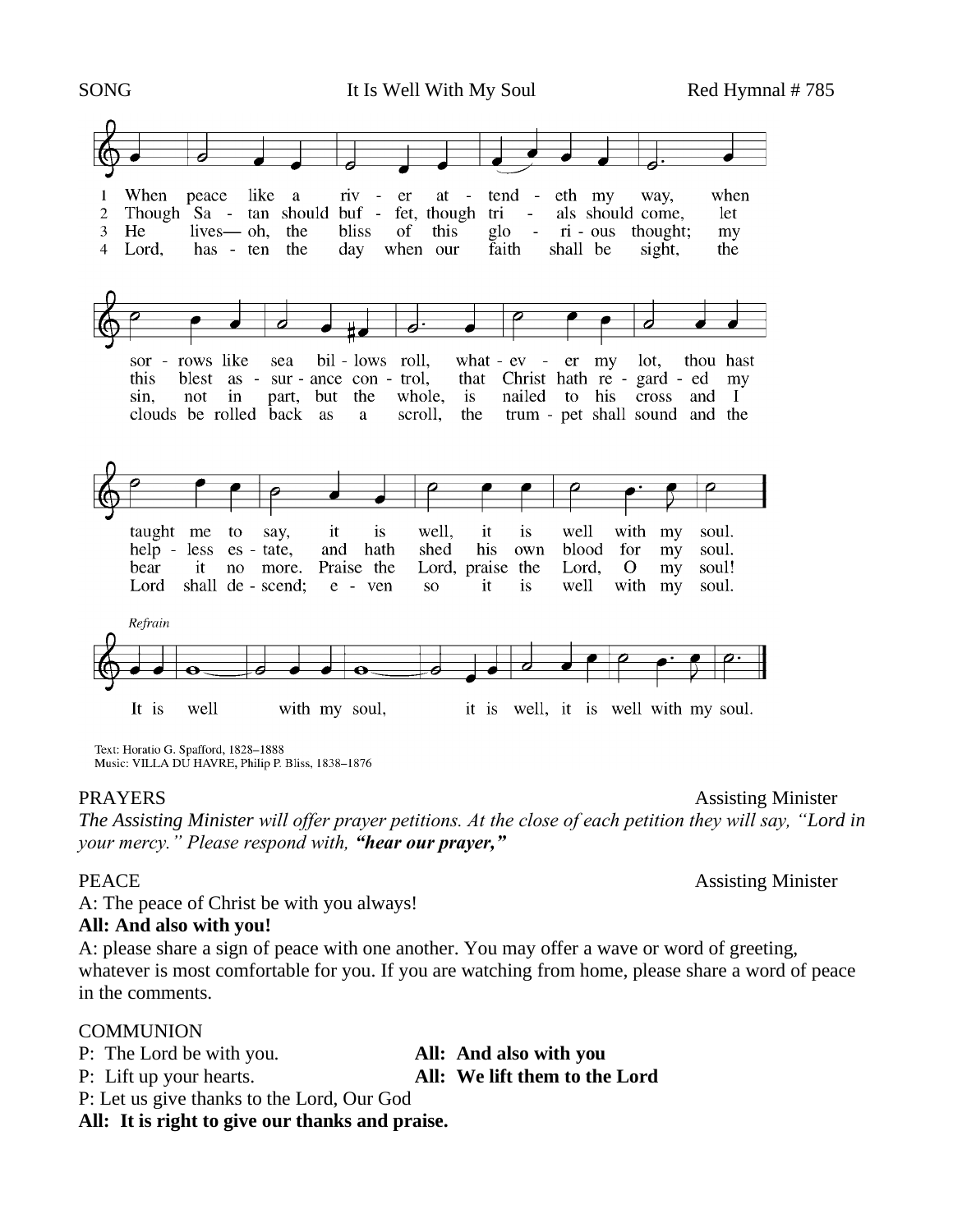SONG It Is Well With My Soul Red Hymnal # 785

1 When peace like a river attendeth my way, when sorrows like sea billows roll, whatever my lot, thou hast taught me to say, it is well, it is well with my soul.

2 Though Satan should buffet, though trials should come, let this blest assurance control, that Christ hath regarded my helpless estate, and hath shed his own blood for my soul.

3 He lives— oh, the bliss of this glorious thought; my sin, not in part, but the whole, is nailed to his cross and I bear it no more. Praise the Lord, praise the Lord, O my soul!

4 Lord, hasten the day when our faith shall be sight, the clouds be rolled back as a scroll, the trumpet shall sound and the Lord shall descend; even so it is well with my soul.

*Refrain*

It is well with my soul, it is well, it is well with my soul.

Text: Horatio G. Spafford, 1828–1888
Music: VILLA DU HAVRE, Philip P. Bliss, 1838–1876

PRAYERS Assisting Minister

*The Assisting Minister will offer prayer petitions. At the close of each petition they will say, "Lord in your mercy." Please respond with, **"hear our prayer,"***

PEACE Assisting Minister

A: The peace of Christ be with you always!

**All: And also with you!**

A: please share a sign of peace with one another. You may offer a wave or word of greeting, whatever is most comfortable for you. If you are watching from home, please share a word of peace in the comments.

COMMUNION

P: The Lord be with you. **All: And also with you**

P: Lift up your hearts. **All: We lift them to the Lord**

P: Let us give thanks to the Lord, Our God

**All: It is right to give our thanks and praise.**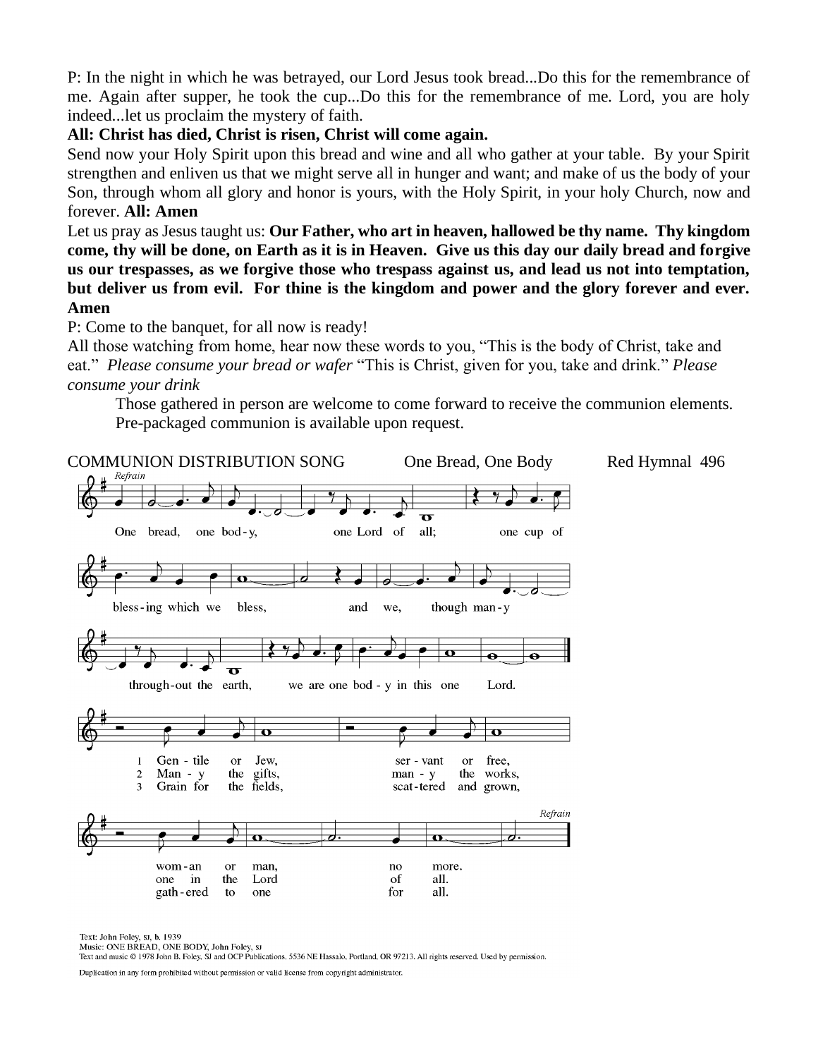P: In the night in which he was betrayed, our Lord Jesus took bread...Do this for the remembrance of me. Again after supper, he took the cup...Do this for the remembrance of me. Lord, you are holy indeed...let us proclaim the mystery of faith.

**All: Christ has died, Christ is risen, Christ will come again.**

Send now your Holy Spirit upon this bread and wine and all who gather at your table. By your Spirit strengthen and enliven us that we might serve all in hunger and want; and make of us the body of your Son, through whom all glory and honor is yours, with the Holy Spirit, in your holy Church, now and forever. **All: Amen**

Let us pray as Jesus taught us: **Our Father, who art in heaven, hallowed be thy name. Thy kingdom come, thy will be done, on Earth as it is in Heaven. Give us this day our daily bread and forgive us our trespasses, as we forgive those who trespass against us, and lead us not into temptation, but deliver us from evil. For thine is the kingdom and power and the glory forever and ever. Amen**

P: Come to the banquet, for all now is ready!

All those watching from home, hear now these words to you, "This is the body of Christ, take and eat." *Please consume your bread or wafer* "This is Christ, given for you, take and drink." *Please consume your drink*

Those gathered in person are welcome to come forward to receive the communion elements. Pre-packaged communion is available upon request.

COMMUNION DISTRIBUTION SONG One Bread, One Body Red Hymnal 496

*Refrain*

One bread, one body, one Lord of all; one cup of blessing which we bless, and we, though many throughout the earth, we are one body in this one Lord.

1 Gentile or Jew, servant or free, woman or man, no more.
2 Many the gifts, many the works, one in the Lord of all.
3 Grain for the fields, scattered and grown, gathered to one for all.

*Refrain*

Text: John Foley, SJ, b. 1939
Music: ONE BREAD, ONE BODY, John Foley, SJ
Text and music © 1978 John B. Foley, SJ and OCP Publications, 5536 NE Hassalo, Portland, OR 97213. All rights reserved. Used by permission.

Duplication in any form prohibited without permission or valid license from copyright administrator.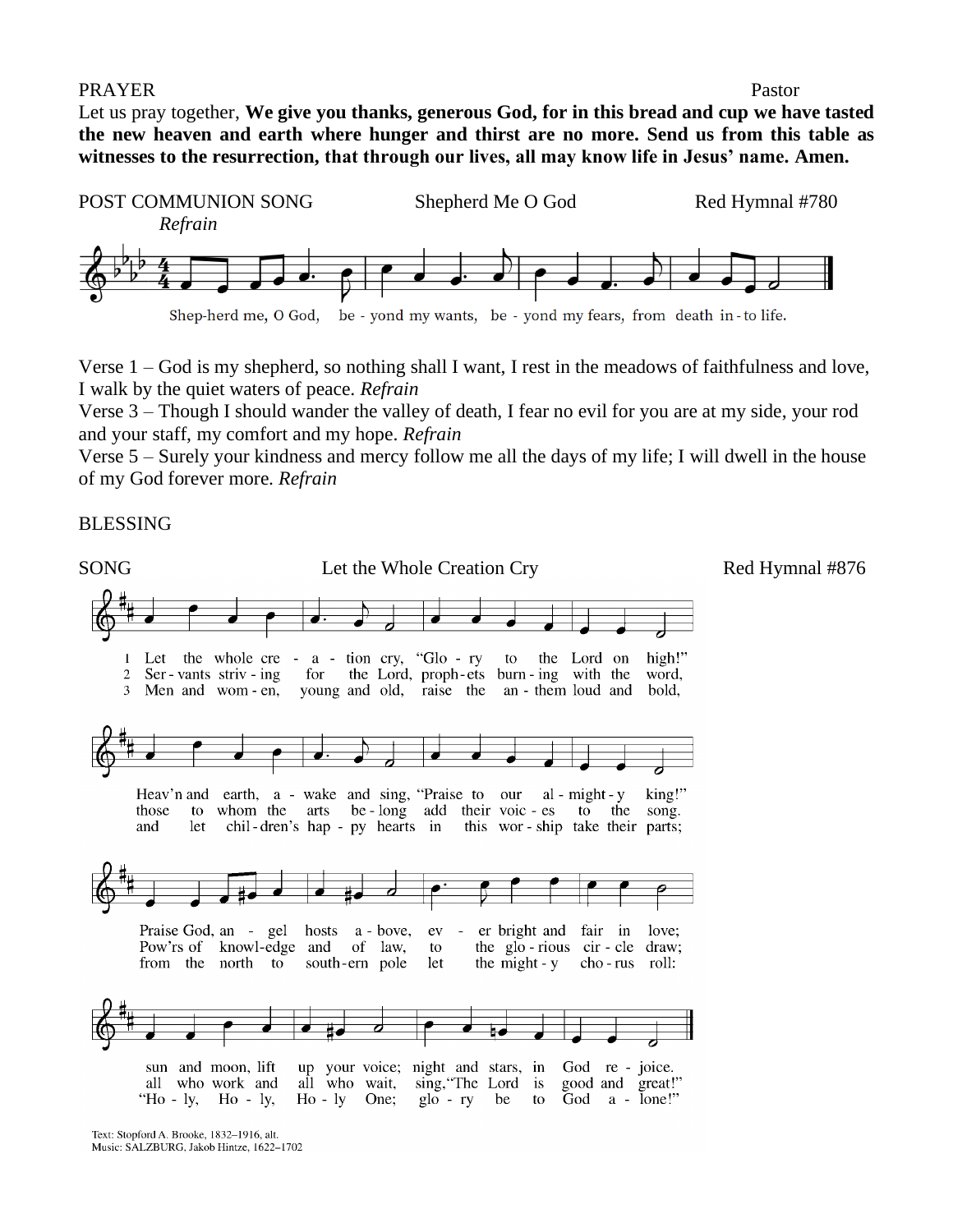PRAYER Pastor

Let us pray together, **We give you thanks, generous God, for in this bread and cup we have tasted the new heaven and earth where hunger and thirst are no more. Send us from this table as witnesses to the resurrection, that through our lives, all may know life in Jesus' name. Amen.**

POST COMMUNION SONG Shepherd Me O God Red Hymnal #780

*Refrain*

Shep-herd me, O God, be - yond my wants, be - yond my fears, from death in - to life.

Verse 1 – God is my shepherd, so nothing shall I want, I rest in the meadows of faithfulness and love, I walk by the quiet waters of peace. *Refrain*

Verse 3 – Though I should wander the valley of death, I fear no evil for you are at my side, your rod and your staff, my comfort and my hope. *Refrain*

Verse 5 – Surely your kindness and mercy follow me all the days of my life; I will dwell in the house of my God forever more. *Refrain*

BLESSING

SONG Let the Whole Creation Cry Red Hymnal #876

1 Let the whole cre - a - tion cry, "Glo - ry to the Lord on high!" Heav'n and earth, a - wake and sing, "Praise to our al - might - y king!" Praise God, an - gel hosts a - bove, ev - er bright and fair in love; sun and moon, lift up your voice; night and stars, in God re - joice.

2 Ser - vants striv - ing for the Lord, proph - ets burn - ing with the word, those to whom the arts be - long add their voic - es to the song. Pow'rs of knowl-edge and of law, to the glo - rious cir - cle draw; all who work and all who wait, sing, "The Lord is good and great!"

3 Men and wom - en, young and old, raise the an - them loud and bold, and let chil - dren's hap - py hearts in this wor - ship take their parts; from the north to south - ern pole let the might - y cho - rus roll: "Ho - ly, Ho - ly, Ho - ly One; glo - ry be to God a - lone!"

Text: Stopford A. Brooke, 1832–1916, alt.
Music: SALZBURG, Jakob Hintze, 1622–1702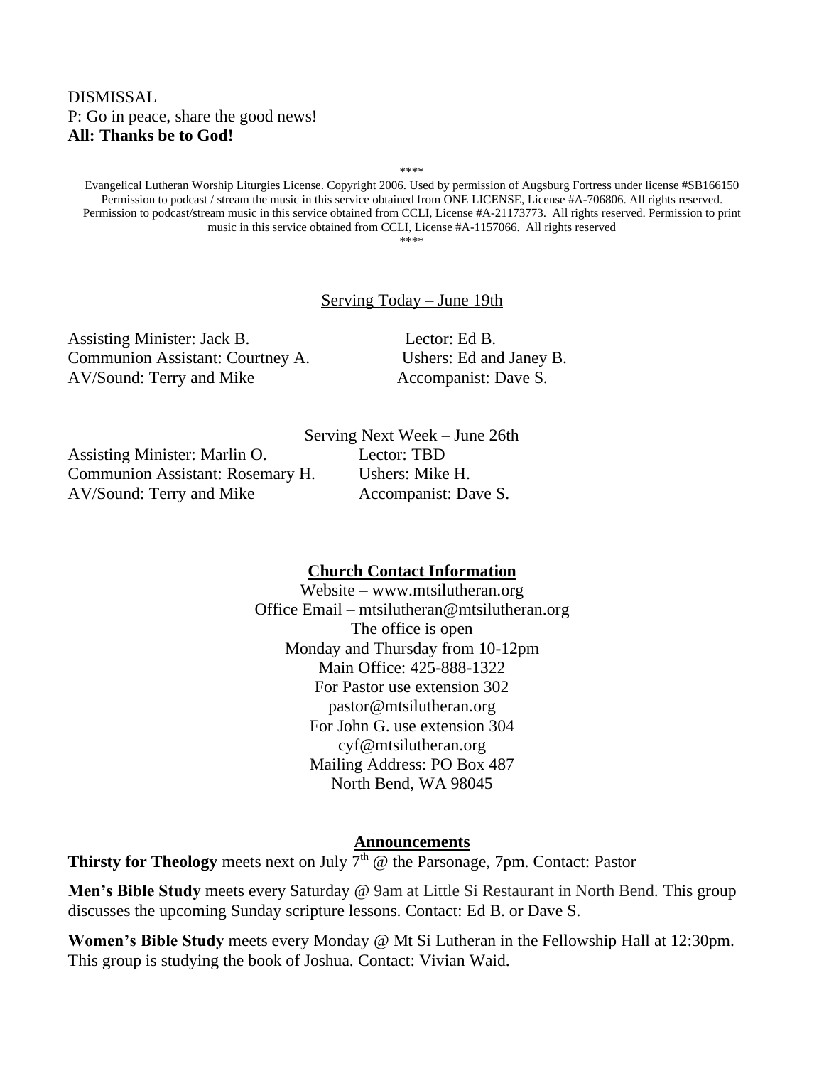DISMISSAL

P: Go in peace, share the good news!

**All: Thanks be to God!**

****

Evangelical Lutheran Worship Liturgies License. Copyright 2006. Used by permission of Augsburg Fortress under license #SB166150 Permission to podcast / stream the music in this service obtained from ONE LICENSE, License #A-706806. All rights reserved. Permission to podcast/stream music in this service obtained from CCLI, License #A-21173773. All rights reserved. Permission to print music in this service obtained from CCLI, License #A-1157066. All rights reserved

****

Serving Today – June 19th

Assisting Minister: Jack B.
Lector: Ed B.
Communion Assistant: Courtney A.
Ushers: Ed and Janey B.
AV/Sound: Terry and Mike
Accompanist: Dave S.

Serving Next Week – June 26th

Assisting Minister: Marlin O.
Lector: TBD
Communion Assistant: Rosemary H.
Ushers: Mike H.
AV/Sound: Terry and Mike
Accompanist: Dave S.

**Church Contact Information**

Website – www.mtsilutheran.org
Office Email – mtsilutheran@mtsilutheran.org
The office is open
Monday and Thursday from 10-12pm
Main Office: 425-888-1322
For Pastor use extension 302
pastor@mtsilutheran.org
For John G. use extension 304
cyf@mtsilutheran.org
Mailing Address: PO Box 487
North Bend, WA 98045

**Announcements**

**Thirsty for Theology** meets next on July 7th @ the Parsonage, 7pm. Contact: Pastor

**Men's Bible Study** meets every Saturday @ 9am at Little Si Restaurant in North Bend. This group discusses the upcoming Sunday scripture lessons. Contact: Ed B. or Dave S.

**Women's Bible Study** meets every Monday @ Mt Si Lutheran in the Fellowship Hall at 12:30pm. This group is studying the book of Joshua. Contact: Vivian Waid.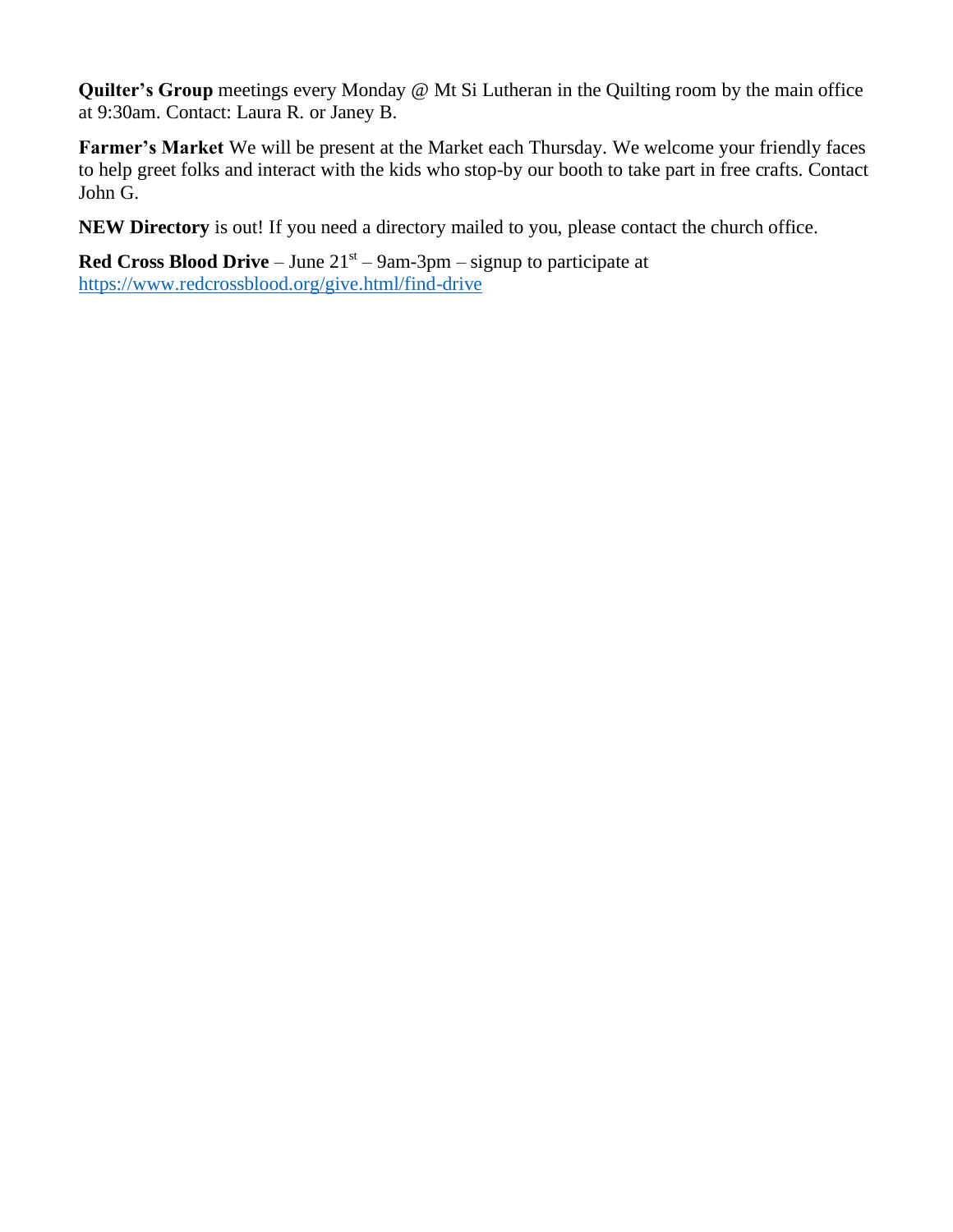**Quilter's Group** meetings every Monday @ Mt Si Lutheran in the Quilting room by the main office at 9:30am. Contact: Laura R. or Janey B.

**Farmer's Market** We will be present at the Market each Thursday. We welcome your friendly faces to help greet folks and interact with the kids who stop-by our booth to take part in free crafts. Contact John G.

**NEW Directory** is out! If you need a directory mailed to you, please contact the church office.

**Red Cross Blood Drive** – June 21st – 9am-3pm – signup to participate at https://www.redcrossblood.org/give.html/find-drive